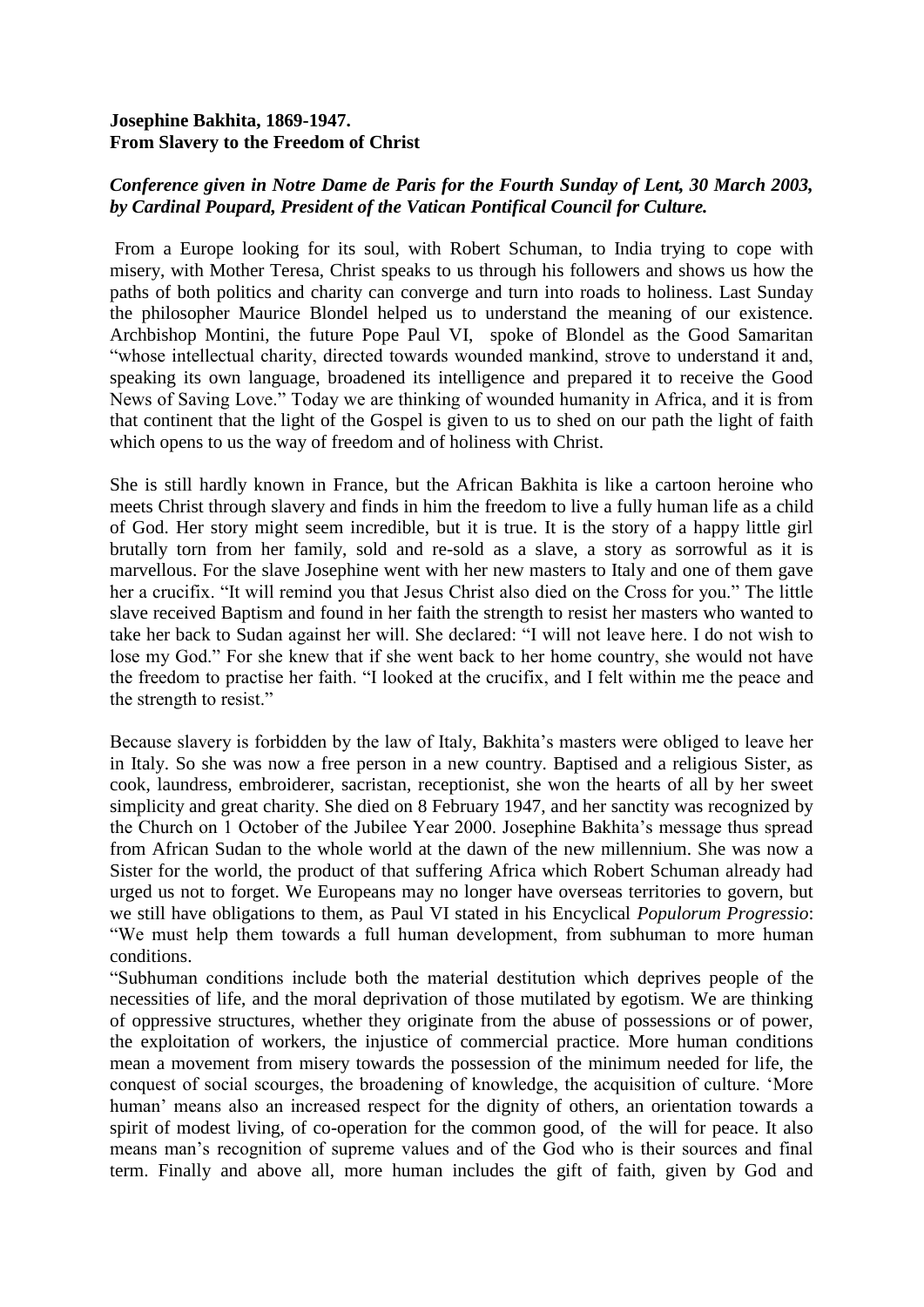**Josephine Bakhita, 1869-1947.**
**From Slavery to the Freedom of Christ**

***Conference given in Notre Dame de Paris for the Fourth Sunday of Lent, 30 March 2003, by Cardinal Poupard, President of the Vatican Pontifical Council for Culture.***

From a Europe looking for its soul, with Robert Schuman, to India trying to cope with misery, with Mother Teresa, Christ speaks to us through his followers and shows us how the paths of both politics and charity can converge and turn into roads to holiness. Last Sunday the philosopher Maurice Blondel helped us to understand the meaning of our existence. Archbishop Montini, the future Pope Paul VI, spoke of Blondel as the Good Samaritan "whose intellectual charity, directed towards wounded mankind, strove to understand it and, speaking its own language, broadened its intelligence and prepared it to receive the Good News of Saving Love." Today we are thinking of wounded humanity in Africa, and it is from that continent that the light of the Gospel is given to us to shed on our path the light of faith which opens to us the way of freedom and of holiness with Christ.

She is still hardly known in France, but the African Bakhita is like a cartoon heroine who meets Christ through slavery and finds in him the freedom to live a fully human life as a child of God. Her story might seem incredible, but it is true. It is the story of a happy little girl brutally torn from her family, sold and re-sold as a slave, a story as sorrowful as it is marvellous. For the slave Josephine went with her new masters to Italy and one of them gave her a crucifix. "It will remind you that Jesus Christ also died on the Cross for you." The little slave received Baptism and found in her faith the strength to resist her masters who wanted to take her back to Sudan against her will. She declared: "I will not leave here. I do not wish to lose my God." For she knew that if she went back to her home country, she would not have the freedom to practise her faith. "I looked at the crucifix, and I felt within me the peace and the strength to resist."

Because slavery is forbidden by the law of Italy, Bakhita's masters were obliged to leave her in Italy. So she was now a free person in a new country. Baptised and a religious Sister, as cook, laundress, embroiderer, sacristan, receptionist, she won the hearts of all by her sweet simplicity and great charity. She died on 8 February 1947, and her sanctity was recognized by the Church on 1 October of the Jubilee Year 2000. Josephine Bakhita's message thus spread from African Sudan to the whole world at the dawn of the new millennium. She was now a Sister for the world, the product of that suffering Africa which Robert Schuman already had urged us not to forget. We Europeans may no longer have overseas territories to govern, but we still have obligations to them, as Paul VI stated in his Encyclical *Populorum Progressio*: "We must help them towards a full human development, from subhuman to more human conditions.

"Subhuman conditions include both the material destitution which deprives people of the necessities of life, and the moral deprivation of those mutilated by egotism. We are thinking of oppressive structures, whether they originate from the abuse of possessions or of power, the exploitation of workers, the injustice of commercial practice. More human conditions mean a movement from misery towards the possession of the minimum needed for life, the conquest of social scourges, the broadening of knowledge, the acquisition of culture. 'More human' means also an increased respect for the dignity of others, an orientation towards a spirit of modest living, of co-operation for the common good, of the will for peace. It also means man's recognition of supreme values and of the God who is their sources and final term. Finally and above all, more human includes the gift of faith, given by God and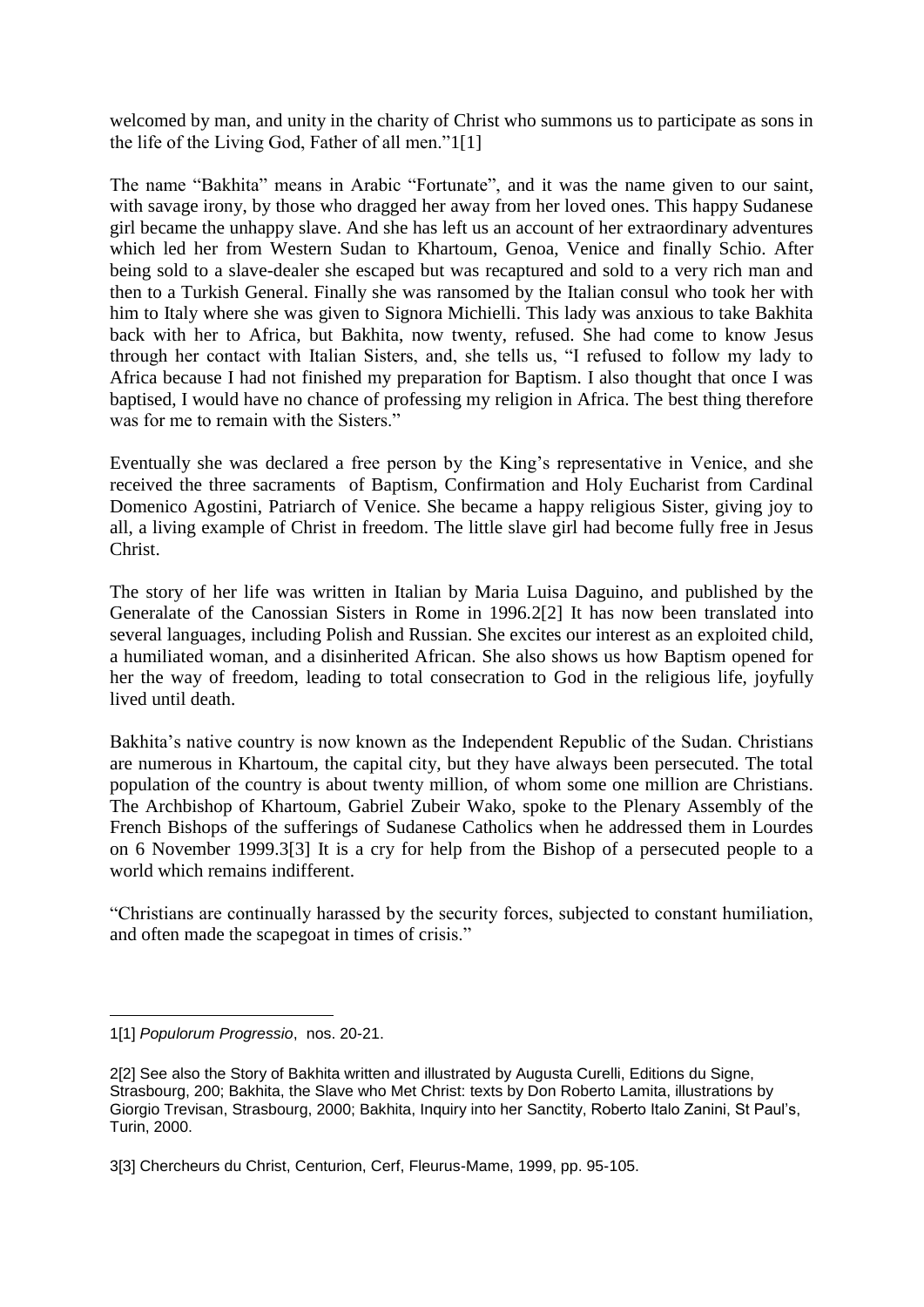welcomed by man, and unity in the charity of Christ who summons us to participate as sons in the life of the Living God, Father of all men."1[1]

The name "Bakhita" means in Arabic "Fortunate", and it was the name given to our saint, with savage irony, by those who dragged her away from her loved ones. This happy Sudanese girl became the unhappy slave. And she has left us an account of her extraordinary adventures which led her from Western Sudan to Khartoum, Genoa, Venice and finally Schio. After being sold to a slave-dealer she escaped but was recaptured and sold to a very rich man and then to a Turkish General. Finally she was ransomed by the Italian consul who took her with him to Italy where she was given to Signora Michielli. This lady was anxious to take Bakhita back with her to Africa, but Bakhita, now twenty, refused. She had come to know Jesus through her contact with Italian Sisters, and, she tells us, "I refused to follow my lady to Africa because I had not finished my preparation for Baptism. I also thought that once I was baptised, I would have no chance of professing my religion in Africa. The best thing therefore was for me to remain with the Sisters."

Eventually she was declared a free person by the King's representative in Venice, and she received the three sacraments of Baptism, Confirmation and Holy Eucharist from Cardinal Domenico Agostini, Patriarch of Venice. She became a happy religious Sister, giving joy to all, a living example of Christ in freedom. The little slave girl had become fully free in Jesus Christ.

The story of her life was written in Italian by Maria Luisa Daguino, and published by the Generalate of the Canossian Sisters in Rome in 1996.2[2] It has now been translated into several languages, including Polish and Russian. She excites our interest as an exploited child, a humiliated woman, and a disinherited African. She also shows us how Baptism opened for her the way of freedom, leading to total consecration to God in the religious life, joyfully lived until death.

Bakhita's native country is now known as the Independent Republic of the Sudan. Christians are numerous in Khartoum, the capital city, but they have always been persecuted. The total population of the country is about twenty million, of whom some one million are Christians. The Archbishop of Khartoum, Gabriel Zubeir Wako, spoke to the Plenary Assembly of the French Bishops of the sufferings of Sudanese Catholics when he addressed them in Lourdes on 6 November 1999.3[3] It is a cry for help from the Bishop of a persecuted people to a world which remains indifferent.

"Christians are continually harassed by the security forces, subjected to constant humiliation, and often made the scapegoat in times of crisis."

---

1[1] *Populorum Progressio*, nos. 20-21.

2[2] See also the Story of Bakhita written and illustrated by Augusta Curelli, Editions du Signe, Strasbourg, 200; Bakhita, the Slave who Met Christ: texts by Don Roberto Lamita, illustrations by Giorgio Trevisan, Strasbourg, 2000; Bakhita, Inquiry into her Sanctity, Roberto Italo Zanini, St Paul's, Turin, 2000.

3[3] Chercheurs du Christ, Centurion, Cerf, Fleurus-Mame, 1999, pp. 95-105.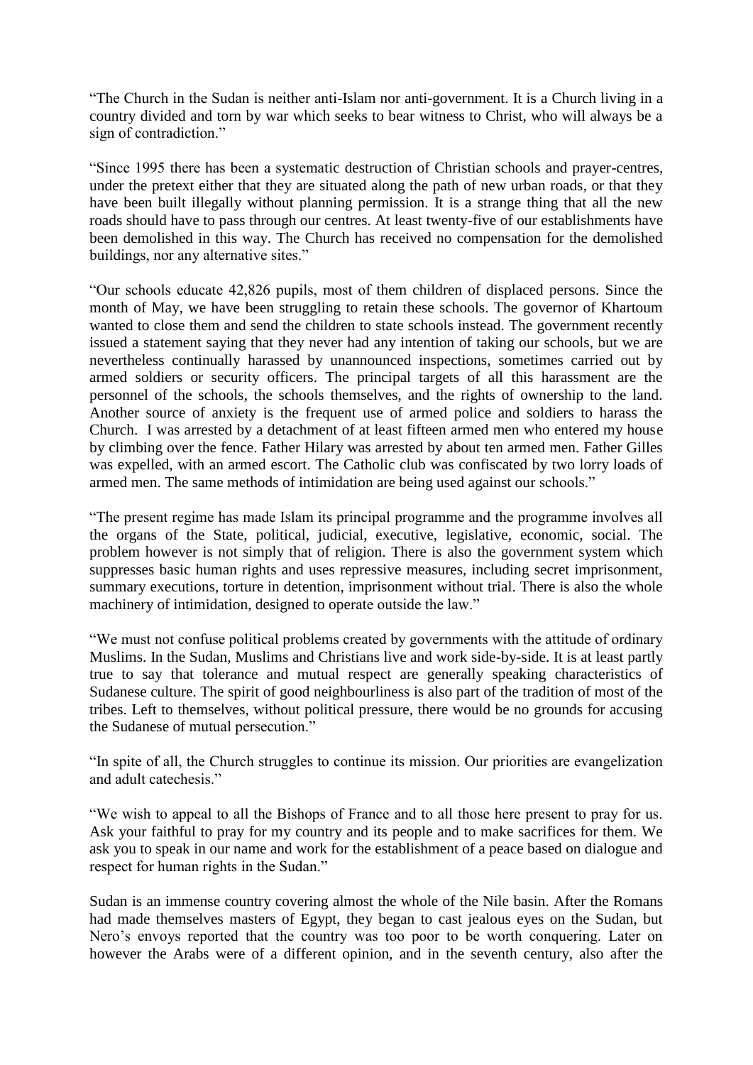"The Church in the Sudan is neither anti-Islam nor anti-government. It is a Church living in a country divided and torn by war which seeks to bear witness to Christ, who will always be a sign of contradiction."

"Since 1995 there has been a systematic destruction of Christian schools and prayer-centres, under the pretext either that they are situated along the path of new urban roads, or that they have been built illegally without planning permission. It is a strange thing that all the new roads should have to pass through our centres. At least twenty-five of our establishments have been demolished in this way. The Church has received no compensation for the demolished buildings, nor any alternative sites."

"Our schools educate 42,826 pupils, most of them children of displaced persons. Since the month of May, we have been struggling to retain these schools. The governor of Khartoum wanted to close them and send the children to state schools instead. The government recently issued a statement saying that they never had any intention of taking our schools, but we are nevertheless continually harassed by unannounced inspections, sometimes carried out by armed soldiers or security officers. The principal targets of all this harassment are the personnel of the schools, the schools themselves, and the rights of ownership to the land. Another source of anxiety is the frequent use of armed police and soldiers to harass the Church. I was arrested by a detachment of at least fifteen armed men who entered my house by climbing over the fence. Father Hilary was arrested by about ten armed men. Father Gilles was expelled, with an armed escort. The Catholic club was confiscated by two lorry loads of armed men. The same methods of intimidation are being used against our schools."

"The present regime has made Islam its principal programme and the programme involves all the organs of the State, political, judicial, executive, legislative, economic, social. The problem however is not simply that of religion. There is also the government system which suppresses basic human rights and uses repressive measures, including secret imprisonment, summary executions, torture in detention, imprisonment without trial. There is also the whole machinery of intimidation, designed to operate outside the law."

"We must not confuse political problems created by governments with the attitude of ordinary Muslims. In the Sudan, Muslims and Christians live and work side-by-side. It is at least partly true to say that tolerance and mutual respect are generally speaking characteristics of Sudanese culture. The spirit of good neighbourliness is also part of the tradition of most of the tribes. Left to themselves, without political pressure, there would be no grounds for accusing the Sudanese of mutual persecution."

"In spite of all, the Church struggles to continue its mission. Our priorities are evangelization and adult catechesis."

"We wish to appeal to all the Bishops of France and to all those here present to pray for us. Ask your faithful to pray for my country and its people and to make sacrifices for them. We ask you to speak in our name and work for the establishment of a peace based on dialogue and respect for human rights in the Sudan."

Sudan is an immense country covering almost the whole of the Nile basin. After the Romans had made themselves masters of Egypt, they began to cast jealous eyes on the Sudan, but Nero's envoys reported that the country was too poor to be worth conquering. Later on however the Arabs were of a different opinion, and in the seventh century, also after the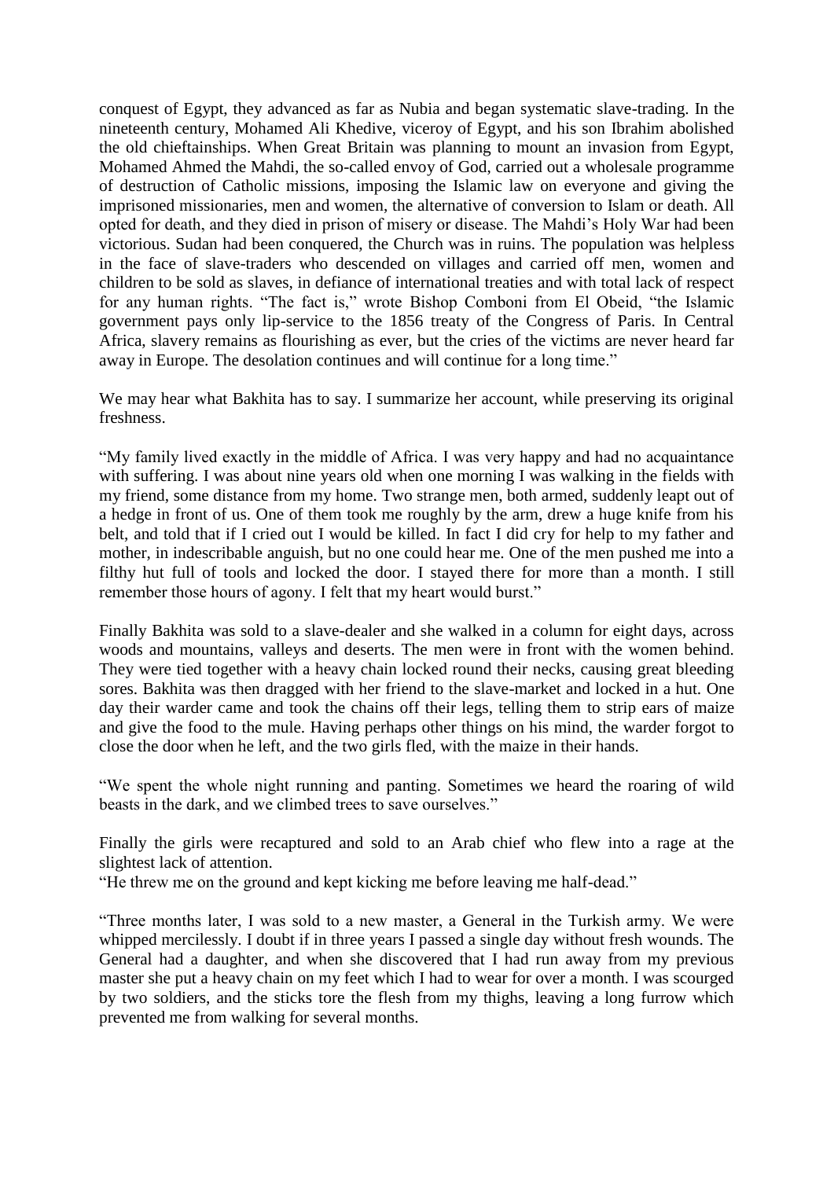conquest of Egypt, they advanced as far as Nubia and began systematic slave-trading. In the nineteenth century, Mohamed Ali Khedive, viceroy of Egypt, and his son Ibrahim abolished the old chieftainships. When Great Britain was planning to mount an invasion from Egypt, Mohamed Ahmed the Mahdi, the so-called envoy of God, carried out a wholesale programme of destruction of Catholic missions, imposing the Islamic law on everyone and giving the imprisoned missionaries, men and women, the alternative of conversion to Islam or death. All opted for death, and they died in prison of misery or disease. The Mahdi's Holy War had been victorious. Sudan had been conquered, the Church was in ruins. The population was helpless in the face of slave-traders who descended on villages and carried off men, women and children to be sold as slaves, in defiance of international treaties and with total lack of respect for any human rights. "The fact is," wrote Bishop Comboni from El Obeid, "the Islamic government pays only lip-service to the 1856 treaty of the Congress of Paris. In Central Africa, slavery remains as flourishing as ever, but the cries of the victims are never heard far away in Europe. The desolation continues and will continue for a long time."

We may hear what Bakhita has to say. I summarize her account, while preserving its original freshness.

"My family lived exactly in the middle of Africa. I was very happy and had no acquaintance with suffering. I was about nine years old when one morning I was walking in the fields with my friend, some distance from my home. Two strange men, both armed, suddenly leapt out of a hedge in front of us. One of them took me roughly by the arm, drew a huge knife from his belt, and told that if I cried out I would be killed. In fact I did cry for help to my father and mother, in indescribable anguish, but no one could hear me. One of the men pushed me into a filthy hut full of tools and locked the door. I stayed there for more than a month. I still remember those hours of agony. I felt that my heart would burst."

Finally Bakhita was sold to a slave-dealer and she walked in a column for eight days, across woods and mountains, valleys and deserts. The men were in front with the women behind. They were tied together with a heavy chain locked round their necks, causing great bleeding sores. Bakhita was then dragged with her friend to the slave-market and locked in a hut. One day their warder came and took the chains off their legs, telling them to strip ears of maize and give the food to the mule. Having perhaps other things on his mind, the warder forgot to close the door when he left, and the two girls fled, with the maize in their hands.

"We spent the whole night running and panting. Sometimes we heard the roaring of wild beasts in the dark, and we climbed trees to save ourselves."

Finally the girls were recaptured and sold to an Arab chief who flew into a rage at the slightest lack of attention.

"He threw me on the ground and kept kicking me before leaving me half-dead."

"Three months later, I was sold to a new master, a General in the Turkish army. We were whipped mercilessly. I doubt if in three years I passed a single day without fresh wounds. The General had a daughter, and when she discovered that I had run away from my previous master she put a heavy chain on my feet which I had to wear for over a month. I was scourged by two soldiers, and the sticks tore the flesh from my thighs, leaving a long furrow which prevented me from walking for several months.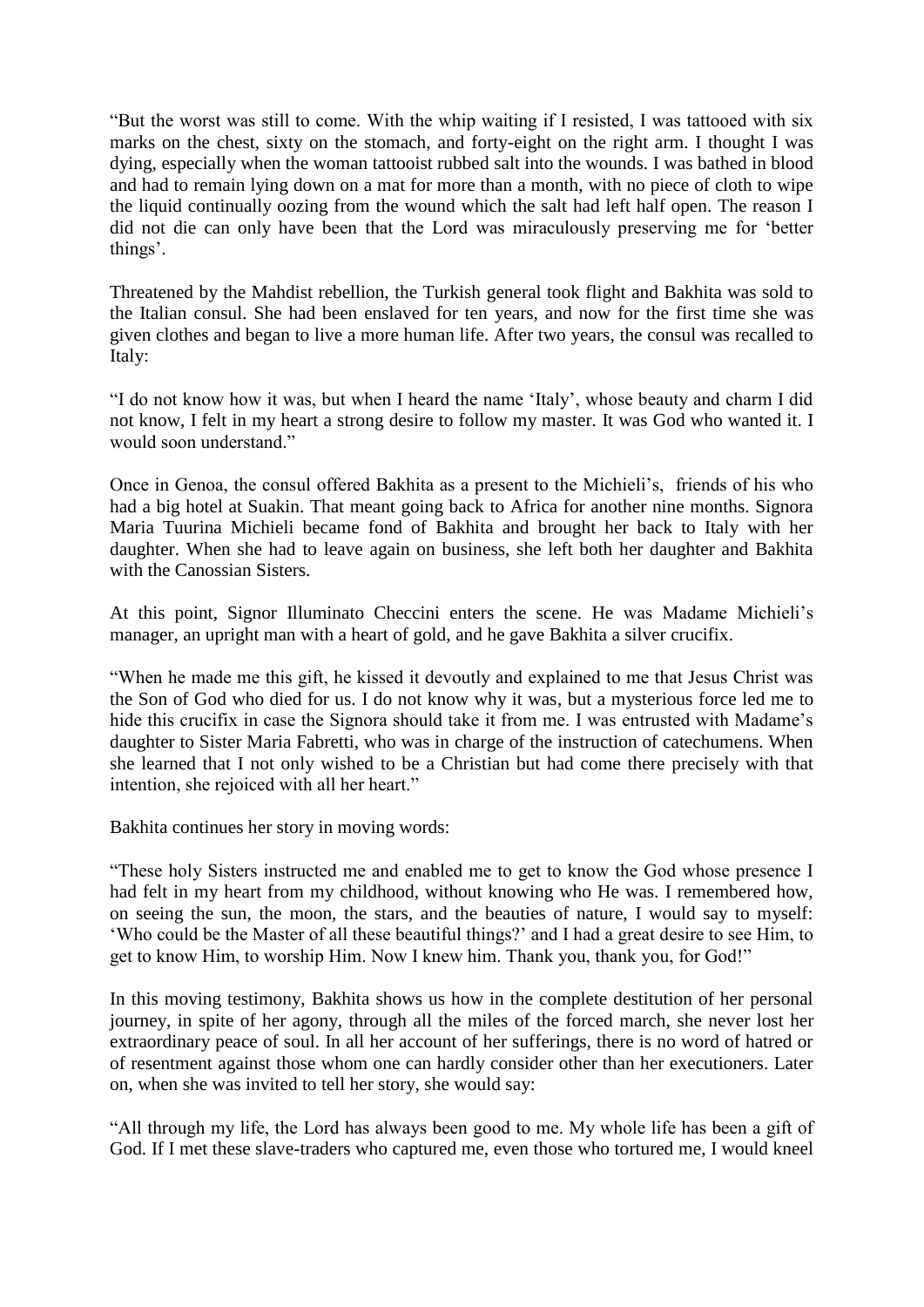"But the worst was still to come. With the whip waiting if I resisted, I was tattooed with six marks on the chest, sixty on the stomach, and forty-eight on the right arm. I thought I was dying, especially when the woman tattooist rubbed salt into the wounds. I was bathed in blood and had to remain lying down on a mat for more than a month, with no piece of cloth to wipe the liquid continually oozing from the wound which the salt had left half open. The reason I did not die can only have been that the Lord was miraculously preserving me for 'better things'.

Threatened by the Mahdist rebellion, the Turkish general took flight and Bakhita was sold to the Italian consul. She had been enslaved for ten years, and now for the first time she was given clothes and began to live a more human life. After two years, the consul was recalled to Italy:

"I do not know how it was, but when I heard the name 'Italy', whose beauty and charm I did not know, I felt in my heart a strong desire to follow my master. It was God who wanted it. I would soon understand."

Once in Genoa, the consul offered Bakhita as a present to the Michieli's, friends of his who had a big hotel at Suakin. That meant going back to Africa for another nine months. Signora Maria Tuurina Michieli became fond of Bakhita and brought her back to Italy with her daughter. When she had to leave again on business, she left both her daughter and Bakhita with the Canossian Sisters.

At this point, Signor Illuminato Checcini enters the scene. He was Madame Michieli's manager, an upright man with a heart of gold, and he gave Bakhita a silver crucifix.

"When he made me this gift, he kissed it devoutly and explained to me that Jesus Christ was the Son of God who died for us. I do not know why it was, but a mysterious force led me to hide this crucifix in case the Signora should take it from me. I was entrusted with Madame's daughter to Sister Maria Fabretti, who was in charge of the instruction of catechumens. When she learned that I not only wished to be a Christian but had come there precisely with that intention, she rejoiced with all her heart."

Bakhita continues her story in moving words:

"These holy Sisters instructed me and enabled me to get to know the God whose presence I had felt in my heart from my childhood, without knowing who He was. I remembered how, on seeing the sun, the moon, the stars, and the beauties of nature, I would say to myself: 'Who could be the Master of all these beautiful things?' and I had a great desire to see Him, to get to know Him, to worship Him. Now I knew him. Thank you, thank you, for God!"

In this moving testimony, Bakhita shows us how in the complete destitution of her personal journey, in spite of her agony, through all the miles of the forced march, she never lost her extraordinary peace of soul. In all her account of her sufferings, there is no word of hatred or of resentment against those whom one can hardly consider other than her executioners. Later on, when she was invited to tell her story, she would say:

"All through my life, the Lord has always been good to me. My whole life has been a gift of God. If I met these slave-traders who captured me, even those who tortured me, I would kneel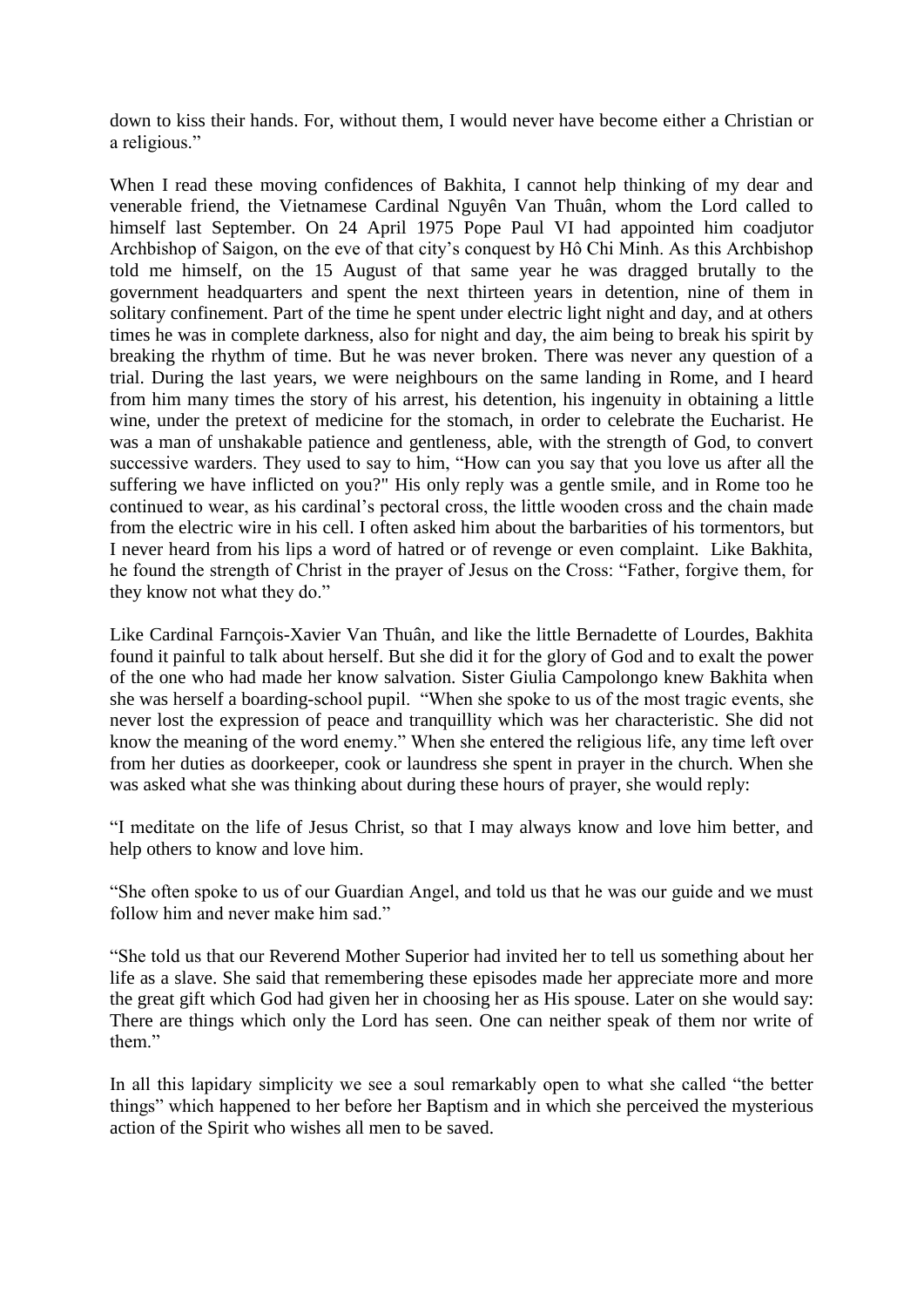down to kiss their hands. For, without them, I would never have become either a Christian or a religious."

When I read these moving confidences of Bakhita, I cannot help thinking of my dear and venerable friend, the Vietnamese Cardinal Nguyên Van Thuân, whom the Lord called to himself last September. On 24 April 1975 Pope Paul VI had appointed him coadjutor Archbishop of Saigon, on the eve of that city's conquest by Hô Chi Minh. As this Archbishop told me himself, on the 15 August of that same year he was dragged brutally to the government headquarters and spent the next thirteen years in detention, nine of them in solitary confinement. Part of the time he spent under electric light night and day, and at others times he was in complete darkness, also for night and day, the aim being to break his spirit by breaking the rhythm of time. But he was never broken. There was never any question of a trial. During the last years, we were neighbours on the same landing in Rome, and I heard from him many times the story of his arrest, his detention, his ingenuity in obtaining a little wine, under the pretext of medicine for the stomach, in order to celebrate the Eucharist. He was a man of unshakable patience and gentleness, able, with the strength of God, to convert successive warders. They used to say to him, "How can you say that you love us after all the suffering we have inflicted on you?" His only reply was a gentle smile, and in Rome too he continued to wear, as his cardinal's pectoral cross, the little wooden cross and the chain made from the electric wire in his cell. I often asked him about the barbarities of his tormentors, but I never heard from his lips a word of hatred or of revenge or even complaint. Like Bakhita, he found the strength of Christ in the prayer of Jesus on the Cross: "Father, forgive them, for they know not what they do."

Like Cardinal Farnçois-Xavier Van Thuân, and like the little Bernadette of Lourdes, Bakhita found it painful to talk about herself. But she did it for the glory of God and to exalt the power of the one who had made her know salvation. Sister Giulia Campolongo knew Bakhita when she was herself a boarding-school pupil. "When she spoke to us of the most tragic events, she never lost the expression of peace and tranquillity which was her characteristic. She did not know the meaning of the word enemy." When she entered the religious life, any time left over from her duties as doorkeeper, cook or laundress she spent in prayer in the church. When she was asked what she was thinking about during these hours of prayer, she would reply:

"I meditate on the life of Jesus Christ, so that I may always know and love him better, and help others to know and love him.

"She often spoke to us of our Guardian Angel, and told us that he was our guide and we must follow him and never make him sad."

"She told us that our Reverend Mother Superior had invited her to tell us something about her life as a slave. She said that remembering these episodes made her appreciate more and more the great gift which God had given her in choosing her as His spouse. Later on she would say: There are things which only the Lord has seen. One can neither speak of them nor write of them."

In all this lapidary simplicity we see a soul remarkably open to what she called "the better things" which happened to her before her Baptism and in which she perceived the mysterious action of the Spirit who wishes all men to be saved.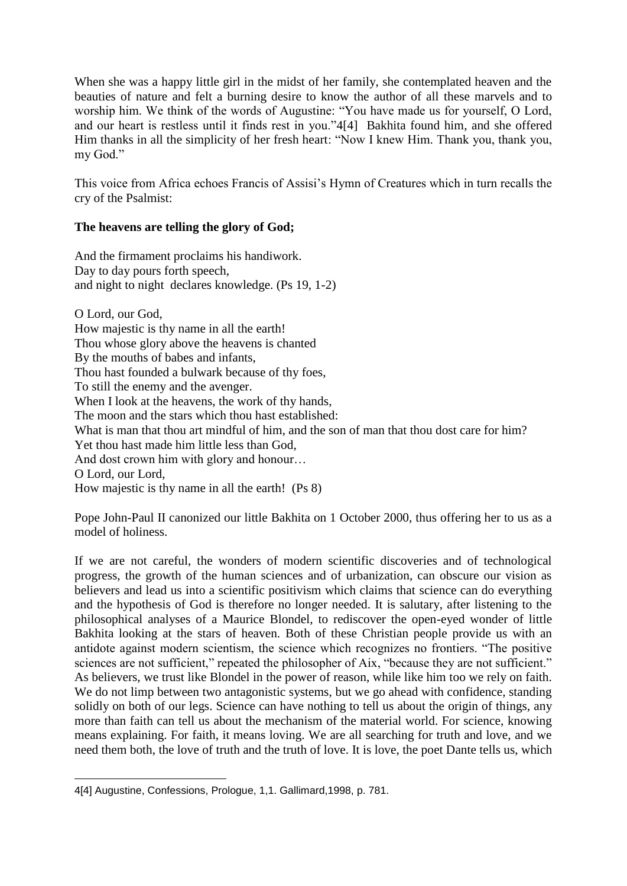When she was a happy little girl in the midst of her family, she contemplated heaven and the beauties of nature and felt a burning desire to know the author of all these marvels and to worship him. We think of the words of Augustine: "You have made us for yourself, O Lord, and our heart is restless until it finds rest in you."4[4] Bakhita found him, and she offered Him thanks in all the simplicity of her fresh heart: "Now I knew Him. Thank you, thank you, my God."

This voice from Africa echoes Francis of Assisi's Hymn of Creatures which in turn recalls the cry of the Psalmist:

**The heavens are telling the glory of God;**

And the firmament proclaims his handiwork.
Day to day pours forth speech,
and night to night declares knowledge. (Ps 19, 1-2)

O Lord, our God,
How majestic is thy name in all the earth!
Thou whose glory above the heavens is chanted
By the mouths of babes and infants,
Thou hast founded a bulwark because of thy foes,
To still the enemy and the avenger.
When I look at the heavens, the work of thy hands,
The moon and the stars which thou hast established:
What is man that thou art mindful of him, and the son of man that thou dost care for him?
Yet thou hast made him little less than God,
And dost crown him with glory and honour…
O Lord, our Lord,
How majestic is thy name in all the earth! (Ps 8)

Pope John-Paul II canonized our little Bakhita on 1 October 2000, thus offering her to us as a model of holiness.

If we are not careful, the wonders of modern scientific discoveries and of technological progress, the growth of the human sciences and of urbanization, can obscure our vision as believers and lead us into a scientific positivism which claims that science can do everything and the hypothesis of God is therefore no longer needed. It is salutary, after listening to the philosophical analyses of a Maurice Blondel, to rediscover the open-eyed wonder of little Bakhita looking at the stars of heaven. Both of these Christian people provide us with an antidote against modern scientism, the science which recognizes no frontiers. "The positive sciences are not sufficient," repeated the philosopher of Aix, "because they are not sufficient." As believers, we trust like Blondel in the power of reason, while like him too we rely on faith. We do not limp between two antagonistic systems, but we go ahead with confidence, standing solidly on both of our legs. Science can have nothing to tell us about the origin of things, any more than faith can tell us about the mechanism of the material world. For science, knowing means explaining. For faith, it means loving. We are all searching for truth and love, and we need them both, the love of truth and the truth of love. It is love, the poet Dante tells us, which

---

4[4] Augustine, Confessions, Prologue, 1,1. Gallimard,1998, p. 781.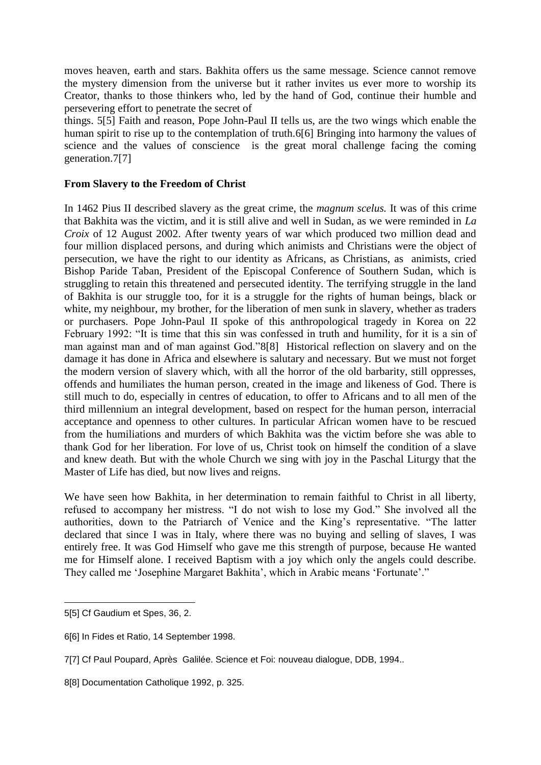moves heaven, earth and stars. Bakhita offers us the same message. Science cannot remove the mystery dimension from the universe but it rather invites us ever more to worship its Creator, thanks to those thinkers who, led by the hand of God, continue their humble and persevering effort to penetrate the secret of things. 5[5] Faith and reason, Pope John-Paul II tells us, are the two wings which enable the human spirit to rise up to the contemplation of truth.6[6] Bringing into harmony the values of science and the values of conscience is the great moral challenge facing the coming generation.7[7]

**From Slavery to the Freedom of Christ**

In 1462 Pius II described slavery as the great crime, the *magnum scelus.* It was of this crime that Bakhita was the victim, and it is still alive and well in Sudan, as we were reminded in *La Croix* of 12 August 2002. After twenty years of war which produced two million dead and four million displaced persons, and during which animists and Christians were the object of persecution, we have the right to our identity as Africans, as Christians, as animists, cried Bishop Paride Taban, President of the Episcopal Conference of Southern Sudan, which is struggling to retain this threatened and persecuted identity. The terrifying struggle in the land of Bakhita is our struggle too, for it is a struggle for the rights of human beings, black or white, my neighbour, my brother, for the liberation of men sunk in slavery, whether as traders or purchasers. Pope John-Paul II spoke of this anthropological tragedy in Korea on 22 February 1992: "It is time that this sin was confessed in truth and humility, for it is a sin of man against man and of man against God."8[8] Historical reflection on slavery and on the damage it has done in Africa and elsewhere is salutary and necessary. But we must not forget the modern version of slavery which, with all the horror of the old barbarity, still oppresses, offends and humiliates the human person, created in the image and likeness of God. There is still much to do, especially in centres of education, to offer to Africans and to all men of the third millennium an integral development, based on respect for the human person, interracial acceptance and openness to other cultures. In particular African women have to be rescued from the humiliations and murders of which Bakhita was the victim before she was able to thank God for her liberation. For love of us, Christ took on himself the condition of a slave and knew death. But with the whole Church we sing with joy in the Paschal Liturgy that the Master of Life has died, but now lives and reigns.

We have seen how Bakhita, in her determination to remain faithful to Christ in all liberty, refused to accompany her mistress. "I do not wish to lose my God." She involved all the authorities, down to the Patriarch of Venice and the King's representative. "The latter declared that since I was in Italy, where there was no buying and selling of slaves, I was entirely free. It was God Himself who gave me this strength of purpose, because He wanted me for Himself alone. I received Baptism with a joy which only the angels could describe. They called me 'Josephine Margaret Bakhita', which in Arabic means 'Fortunate'."

---

5[5] Cf Gaudium et Spes, 36, 2.

6[6] In Fides et Ratio, 14 September 1998.

7[7] Cf Paul Poupard, Après Galilée. Science et Foi: nouveau dialogue, DDB, 1994..

8[8] Documentation Catholique 1992, p. 325.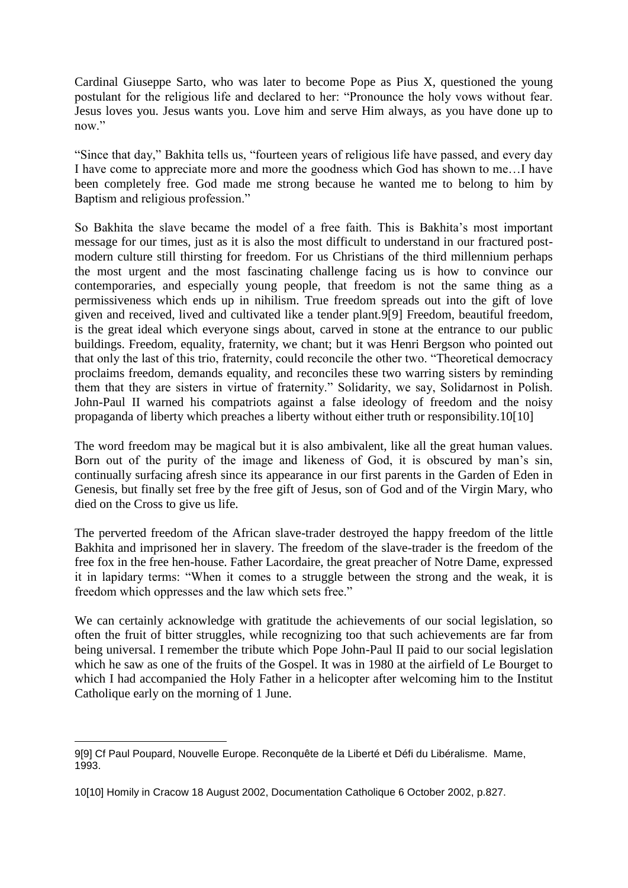Cardinal Giuseppe Sarto, who was later to become Pope as Pius X, questioned the young postulant for the religious life and declared to her: "Pronounce the holy vows without fear. Jesus loves you. Jesus wants you. Love him and serve Him always, as you have done up to now."

"Since that day," Bakhita tells us, "fourteen years of religious life have passed, and every day I have come to appreciate more and more the goodness which God has shown to me…I have been completely free. God made me strong because he wanted me to belong to him by Baptism and religious profession."

So Bakhita the slave became the model of a free faith. This is Bakhita's most important message for our times, just as it is also the most difficult to understand in our fractured post-modern culture still thirsting for freedom. For us Christians of the third millennium perhaps the most urgent and the most fascinating challenge facing us is how to convince our contemporaries, and especially young people, that freedom is not the same thing as a permissiveness which ends up in nihilism. True freedom spreads out into the gift of love given and received, lived and cultivated like a tender plant.9[9] Freedom, beautiful freedom, is the great ideal which everyone sings about, carved in stone at the entrance to our public buildings. Freedom, equality, fraternity, we chant; but it was Henri Bergson who pointed out that only the last of this trio, fraternity, could reconcile the other two. "Theoretical democracy proclaims freedom, demands equality, and reconciles these two warring sisters by reminding them that they are sisters in virtue of fraternity." Solidarity, we say, Solidarnost in Polish. John-Paul II warned his compatriots against a false ideology of freedom and the noisy propaganda of liberty which preaches a liberty without either truth or responsibility.10[10]

The word freedom may be magical but it is also ambivalent, like all the great human values. Born out of the purity of the image and likeness of God, it is obscured by man's sin, continually surfacing afresh since its appearance in our first parents in the Garden of Eden in Genesis, but finally set free by the free gift of Jesus, son of God and of the Virgin Mary, who died on the Cross to give us life.

The perverted freedom of the African slave-trader destroyed the happy freedom of the little Bakhita and imprisoned her in slavery. The freedom of the slave-trader is the freedom of the free fox in the free hen-house. Father Lacordaire, the great preacher of Notre Dame, expressed it in lapidary terms: "When it comes to a struggle between the strong and the weak, it is freedom which oppresses and the law which sets free."

We can certainly acknowledge with gratitude the achievements of our social legislation, so often the fruit of bitter struggles, while recognizing too that such achievements are far from being universal. I remember the tribute which Pope John-Paul II paid to our social legislation which he saw as one of the fruits of the Gospel. It was in 1980 at the airfield of Le Bourget to which I had accompanied the Holy Father in a helicopter after welcoming him to the Institut Catholique early on the morning of 1 June.

---

9[9] Cf Paul Poupard, Nouvelle Europe. Reconquête de la Liberté et Défi du Libéralisme. Mame, 1993.

10[10] Homily in Cracow 18 August 2002, Documentation Catholique 6 October 2002, p.827.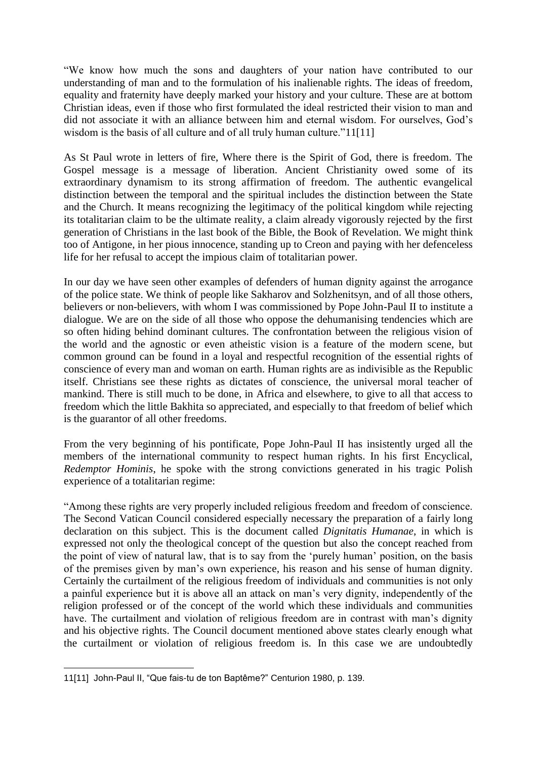"We know how much the sons and daughters of your nation have contributed to our understanding of man and to the formulation of his inalienable rights. The ideas of freedom, equality and fraternity have deeply marked your history and your culture. These are at bottom Christian ideas, even if those who first formulated the ideal restricted their vision to man and did not associate it with an alliance between him and eternal wisdom. For ourselves, God's wisdom is the basis of all culture and of all truly human culture."11[11]

As St Paul wrote in letters of fire, Where there is the Spirit of God, there is freedom. The Gospel message is a message of liberation. Ancient Christianity owed some of its extraordinary dynamism to its strong affirmation of freedom. The authentic evangelical distinction between the temporal and the spiritual includes the distinction between the State and the Church. It means recognizing the legitimacy of the political kingdom while rejecting its totalitarian claim to be the ultimate reality, a claim already vigorously rejected by the first generation of Christians in the last book of the Bible, the Book of Revelation. We might think too of Antigone, in her pious innocence, standing up to Creon and paying with her defenceless life for her refusal to accept the impious claim of totalitarian power.

In our day we have seen other examples of defenders of human dignity against the arrogance of the police state. We think of people like Sakharov and Solzhenitsyn, and of all those others, believers or non-believers, with whom I was commissioned by Pope John-Paul II to institute a dialogue. We are on the side of all those who oppose the dehumanising tendencies which are so often hiding behind dominant cultures. The confrontation between the religious vision of the world and the agnostic or even atheistic vision is a feature of the modern scene, but common ground can be found in a loyal and respectful recognition of the essential rights of conscience of every man and woman on earth. Human rights are as indivisible as the Republic itself. Christians see these rights as dictates of conscience, the universal moral teacher of mankind. There is still much to be done, in Africa and elsewhere, to give to all that access to freedom which the little Bakhita so appreciated, and especially to that freedom of belief which is the guarantor of all other freedoms.

From the very beginning of his pontificate, Pope John-Paul II has insistently urged all the members of the international community to respect human rights. In his first Encyclical, *Redemptor Hominis*, he spoke with the strong convictions generated in his tragic Polish experience of a totalitarian regime:

"Among these rights are very properly included religious freedom and freedom of conscience. The Second Vatican Council considered especially necessary the preparation of a fairly long declaration on this subject. This is the document called *Dignitatis Humanae,* in which is expressed not only the theological concept of the question but also the concept reached from the point of view of natural law, that is to say from the 'purely human' position, on the basis of the premises given by man's own experience, his reason and his sense of human dignity. Certainly the curtailment of the religious freedom of individuals and communities is not only a painful experience but it is above all an attack on man's very dignity, independently of the religion professed or of the concept of the world which these individuals and communities have. The curtailment and violation of religious freedom are in contrast with man's dignity and his objective rights. The Council document mentioned above states clearly enough what the curtailment or violation of religious freedom is. In this case we are undoubtedly

---

11[11] John-Paul II, "Que fais-tu de ton Baptême?" Centurion 1980, p. 139.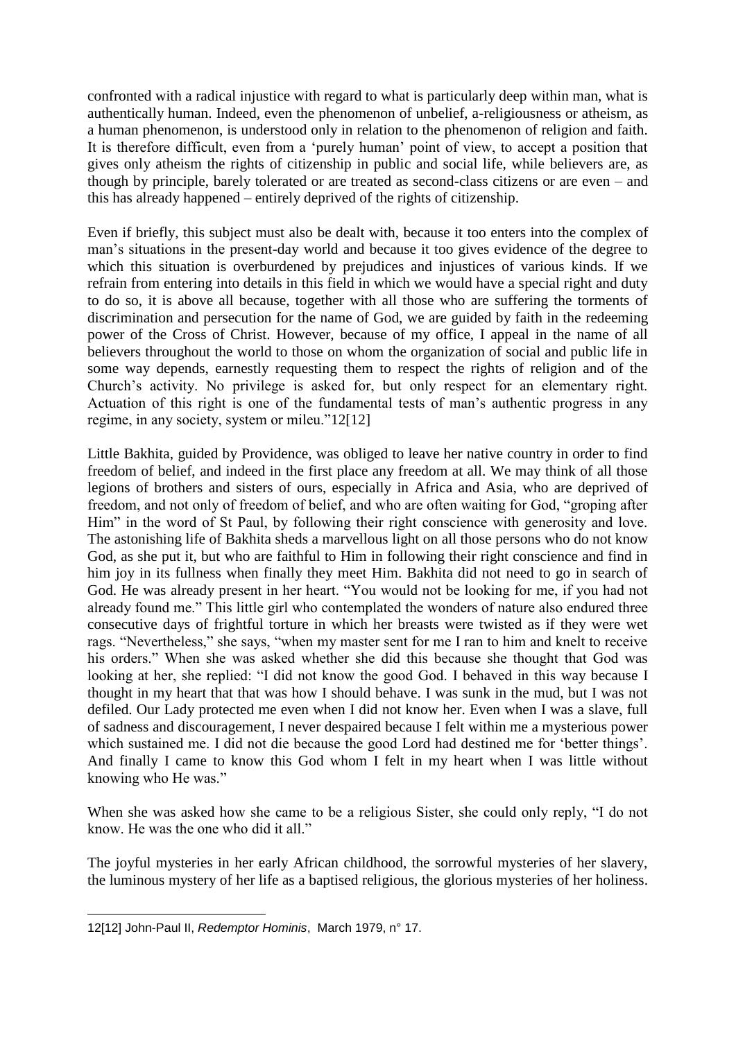confronted with a radical injustice with regard to what is particularly deep within man, what is authentically human. Indeed, even the phenomenon of unbelief, a-religiousness or atheism, as a human phenomenon, is understood only in relation to the phenomenon of religion and faith. It is therefore difficult, even from a 'purely human' point of view, to accept a position that gives only atheism the rights of citizenship in public and social life, while believers are, as though by principle, barely tolerated or are treated as second-class citizens or are even – and this has already happened – entirely deprived of the rights of citizenship.

Even if briefly, this subject must also be dealt with, because it too enters into the complex of man's situations in the present-day world and because it too gives evidence of the degree to which this situation is overburdened by prejudices and injustices of various kinds. If we refrain from entering into details in this field in which we would have a special right and duty to do so, it is above all because, together with all those who are suffering the torments of discrimination and persecution for the name of God, we are guided by faith in the redeeming power of the Cross of Christ. However, because of my office, I appeal in the name of all believers throughout the world to those on whom the organization of social and public life in some way depends, earnestly requesting them to respect the rights of religion and of the Church's activity. No privilege is asked for, but only respect for an elementary right. Actuation of this right is one of the fundamental tests of man's authentic progress in any regime, in any society, system or mileu."12[12]

Little Bakhita, guided by Providence, was obliged to leave her native country in order to find freedom of belief, and indeed in the first place any freedom at all. We may think of all those legions of brothers and sisters of ours, especially in Africa and Asia, who are deprived of freedom, and not only of freedom of belief, and who are often waiting for God, "groping after Him" in the word of St Paul, by following their right conscience with generosity and love. The astonishing life of Bakhita sheds a marvellous light on all those persons who do not know God, as she put it, but who are faithful to Him in following their right conscience and find in him joy in its fullness when finally they meet Him. Bakhita did not need to go in search of God. He was already present in her heart. "You would not be looking for me, if you had not already found me." This little girl who contemplated the wonders of nature also endured three consecutive days of frightful torture in which her breasts were twisted as if they were wet rags. "Nevertheless," she says, "when my master sent for me I ran to him and knelt to receive his orders." When she was asked whether she did this because she thought that God was looking at her, she replied: "I did not know the good God. I behaved in this way because I thought in my heart that that was how I should behave. I was sunk in the mud, but I was not defiled. Our Lady protected me even when I did not know her. Even when I was a slave, full of sadness and discouragement, I never despaired because I felt within me a mysterious power which sustained me. I did not die because the good Lord had destined me for 'better things'. And finally I came to know this God whom I felt in my heart when I was little without knowing who He was."

When she was asked how she came to be a religious Sister, she could only reply, "I do not know. He was the one who did it all."

The joyful mysteries in her early African childhood, the sorrowful mysteries of her slavery, the luminous mystery of her life as a baptised religious, the glorious mysteries of her holiness.

---

12[12] John-Paul II, *Redemptor Hominis*, March 1979, n° 17.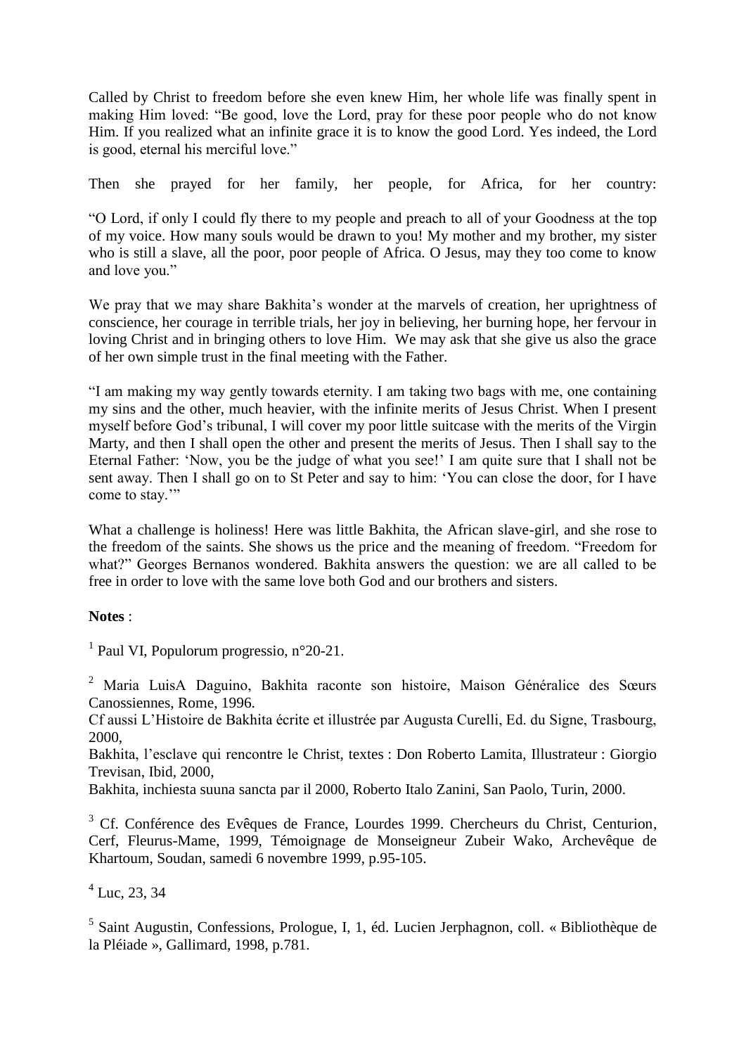Called by Christ to freedom before she even knew Him, her whole life was finally spent in making Him loved: "Be good, love the Lord, pray for these poor people who do not know Him. If you realized what an infinite grace it is to know the good Lord. Yes indeed, the Lord is good, eternal his merciful love."

Then she prayed for her family, her people, for Africa, for her country:

"O Lord, if only I could fly there to my people and preach to all of your Goodness at the top of my voice. How many souls would be drawn to you! My mother and my brother, my sister who is still a slave, all the poor, poor people of Africa. O Jesus, may they too come to know and love you."

We pray that we may share Bakhita's wonder at the marvels of creation, her uprightness of conscience, her courage in terrible trials, her joy in believing, her burning hope, her fervour in loving Christ and in bringing others to love Him. We may ask that she give us also the grace of her own simple trust in the final meeting with the Father.

"I am making my way gently towards eternity. I am taking two bags with me, one containing my sins and the other, much heavier, with the infinite merits of Jesus Christ. When I present myself before God's tribunal, I will cover my poor little suitcase with the merits of the Virgin Marty, and then I shall open the other and present the merits of Jesus. Then I shall say to the Eternal Father: 'Now, you be the judge of what you see!' I am quite sure that I shall not be sent away. Then I shall go on to St Peter and say to him: 'You can close the door, for I have come to stay.'"

What a challenge is holiness! Here was little Bakhita, the African slave-girl, and she rose to the freedom of the saints. She shows us the price and the meaning of freedom. "Freedom for what?" Georges Bernanos wondered. Bakhita answers the question: we are all called to be free in order to love with the same love both God and our brothers and sisters.

**Notes** :

[1] Paul VI, Populorum progressio, n°20-21.

[2] Maria LuisA Daguino, Bakhita raconte son histoire, Maison Généralice des Sœurs Canossiennes, Rome, 1996.
Cf aussi L'Histoire de Bakhita écrite et illustrée par Augusta Curelli, Ed. du Signe, Trasbourg, 2000,
Bakhita, l'esclave qui rencontre le Christ, textes : Don Roberto Lamita, Illustrateur : Giorgio Trevisan, Ibid, 2000,
Bakhita, inchiesta suuna sancta par il 2000, Roberto Italo Zanini, San Paolo, Turin, 2000.

[3] Cf. Conférence des Evêques de France, Lourdes 1999. Chercheurs du Christ, Centurion, Cerf, Fleurus-Mame, 1999, Témoignage de Monseigneur Zubeir Wako, Archevêque de Khartoum, Soudan, samedi 6 novembre 1999, p.95-105.

[4] Luc, 23, 34

[5] Saint Augustin, Confessions, Prologue, I, 1, éd. Lucien Jerphagnon, coll. « Bibliothèque de la Pléiade », Gallimard, 1998, p.781.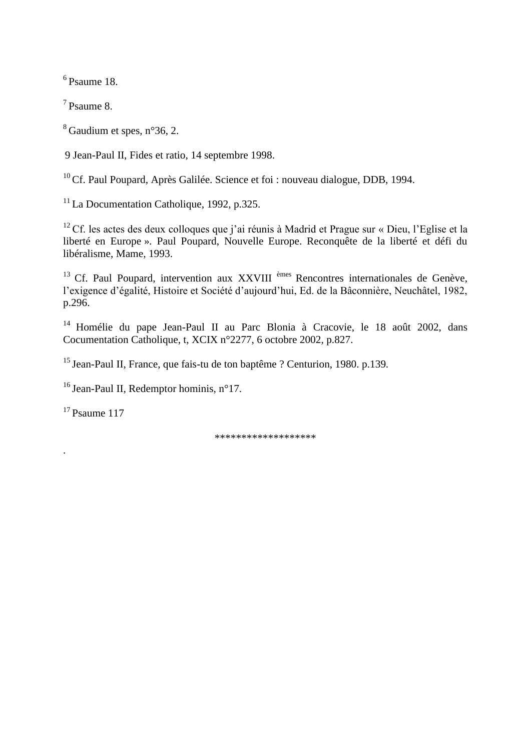[6] Psaume 18.

[7] Psaume 8.

[8] Gaudium et spes, n°36, 2.

9 Jean-Paul II, Fides et ratio, 14 septembre 1998.

[10] Cf. Paul Poupard, Après Galilée. Science et foi : nouveau dialogue, DDB, 1994.

[11] La Documentation Catholique, 1992, p.325.

[12] Cf. les actes des deux colloques que j'ai réunis à Madrid et Prague sur « Dieu, l'Eglise et la liberté en Europe ». Paul Poupard, Nouvelle Europe. Reconquête de la liberté et défi du libéralisme, Mame, 1993.

[13] Cf. Paul Poupard, intervention aux XXVIII [èmes] Rencontres internationales de Genève, l'exigence d'égalité, Histoire et Société d'aujourd'hui, Ed. de la Bâconnière, Neuchâtel, 1982, p.296.

[14] Homélie du pape Jean-Paul II au Parc Blonia à Cracovie, le 18 août 2002, dans Cocumentation Catholique, t, XCIX n°2277, 6 octobre 2002, p.827.

[15] Jean-Paul II, France, que fais-tu de ton baptême ? Centurion, 1980. p.139.

[16] Jean-Paul II, Redemptor hominis, n°17.

[17] Psaume 117

******************

.